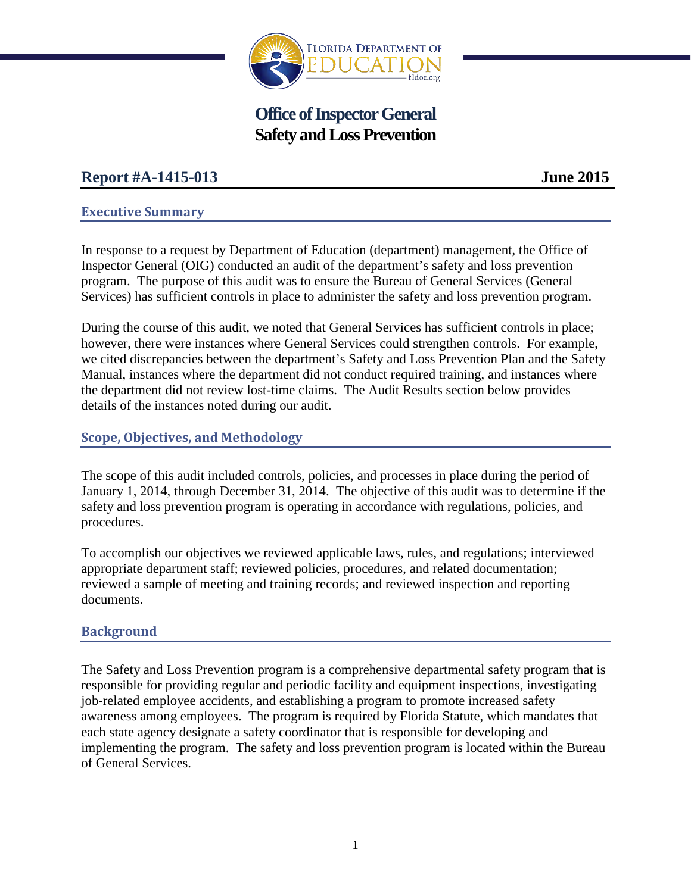# Office of Inspector General
# Safety and Loss Prevention

**Report #A-1415-013** **June 2015**

## Executive Summary

In response to a request by Department of Education (department) management, the Office of Inspector General (OIG) conducted an audit of the department's safety and loss prevention program. The purpose of this audit was to ensure the Bureau of General Services (General Services) has sufficient controls in place to administer the safety and loss prevention program.

During the course of this audit, we noted that General Services has sufficient controls in place; however, there were instances where General Services could strengthen controls. For example, we cited discrepancies between the department's Safety and Loss Prevention Plan and the Safety Manual, instances where the department did not conduct required training, and instances where the department did not review lost-time claims. The Audit Results section below provides details of the instances noted during our audit.

## Scope, Objectives, and Methodology

The scope of this audit included controls, policies, and processes in place during the period of January 1, 2014, through December 31, 2014. The objective of this audit was to determine if the safety and loss prevention program is operating in accordance with regulations, policies, and procedures.

To accomplish our objectives we reviewed applicable laws, rules, and regulations; interviewed appropriate department staff; reviewed policies, procedures, and related documentation; reviewed a sample of meeting and training records; and reviewed inspection and reporting documents.

## Background

The Safety and Loss Prevention program is a comprehensive departmental safety program that is responsible for providing regular and periodic facility and equipment inspections, investigating job-related employee accidents, and establishing a program to promote increased safety awareness among employees. The program is required by Florida Statute, which mandates that each state agency designate a safety coordinator that is responsible for developing and implementing the program. The safety and loss prevention program is located within the Bureau of General Services.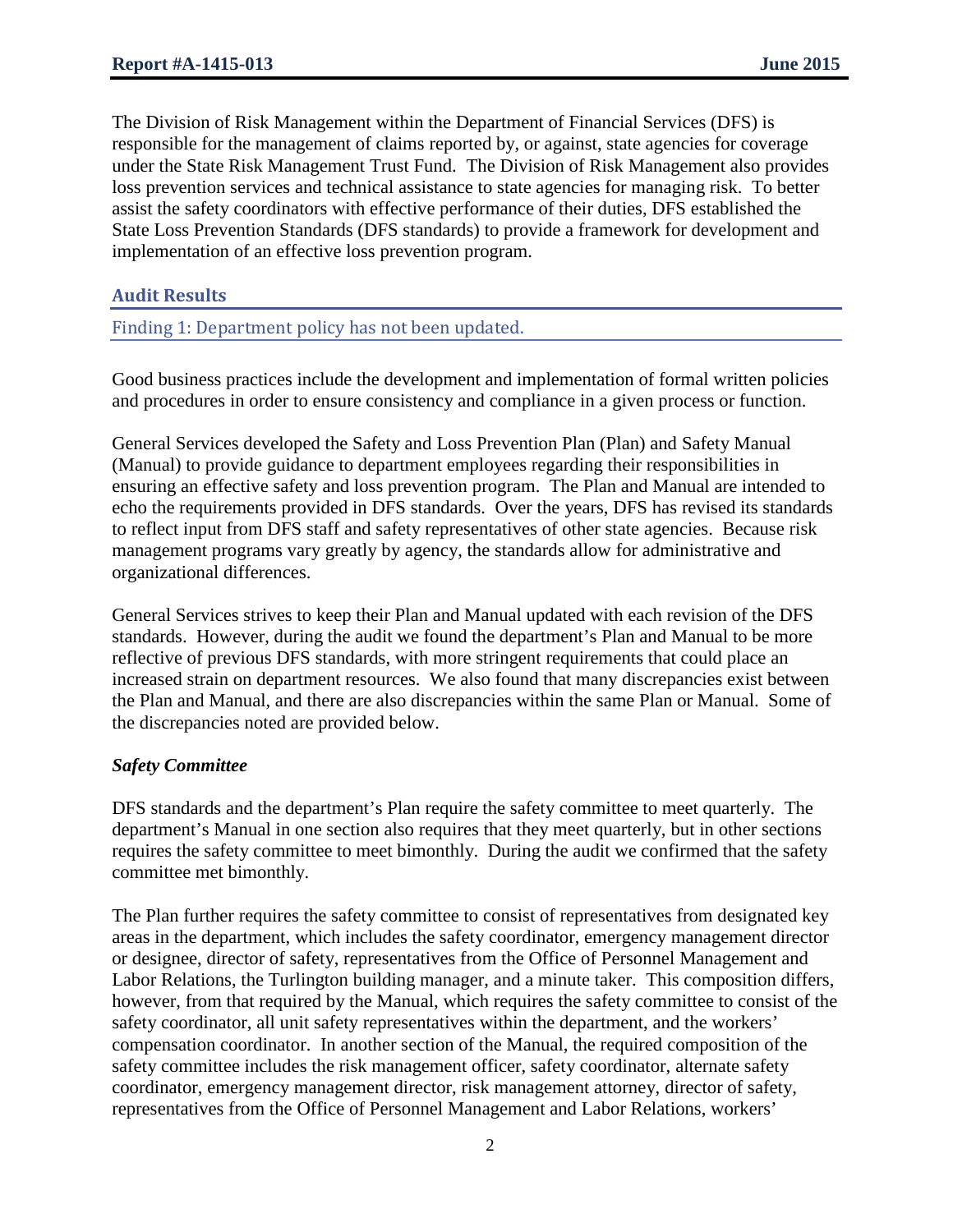The Division of Risk Management within the Department of Financial Services (DFS) is responsible for the management of claims reported by, or against, state agencies for coverage under the State Risk Management Trust Fund. The Division of Risk Management also provides loss prevention services and technical assistance to state agencies for managing risk. To better assist the safety coordinators with effective performance of their duties, DFS established the State Loss Prevention Standards (DFS standards) to provide a framework for development and implementation of an effective loss prevention program.

## Audit Results

### Finding 1: Department policy has not been updated.

Good business practices include the development and implementation of formal written policies and procedures in order to ensure consistency and compliance in a given process or function.

General Services developed the Safety and Loss Prevention Plan (Plan) and Safety Manual (Manual) to provide guidance to department employees regarding their responsibilities in ensuring an effective safety and loss prevention program. The Plan and Manual are intended to echo the requirements provided in DFS standards. Over the years, DFS has revised its standards to reflect input from DFS staff and safety representatives of other state agencies. Because risk management programs vary greatly by agency, the standards allow for administrative and organizational differences.

General Services strives to keep their Plan and Manual updated with each revision of the DFS standards. However, during the audit we found the department's Plan and Manual to be more reflective of previous DFS standards, with more stringent requirements that could place an increased strain on department resources. We also found that many discrepancies exist between the Plan and Manual, and there are also discrepancies within the same Plan or Manual. Some of the discrepancies noted are provided below.

***Safety Committee***

DFS standards and the department's Plan require the safety committee to meet quarterly. The department's Manual in one section also requires that they meet quarterly, but in other sections requires the safety committee to meet bimonthly. During the audit we confirmed that the safety committee met bimonthly.

The Plan further requires the safety committee to consist of representatives from designated key areas in the department, which includes the safety coordinator, emergency management director or designee, director of safety, representatives from the Office of Personnel Management and Labor Relations, the Turlington building manager, and a minute taker. This composition differs, however, from that required by the Manual, which requires the safety committee to consist of the safety coordinator, all unit safety representatives within the department, and the workers' compensation coordinator. In another section of the Manual, the required composition of the safety committee includes the risk management officer, safety coordinator, alternate safety coordinator, emergency management director, risk management attorney, director of safety, representatives from the Office of Personnel Management and Labor Relations, workers'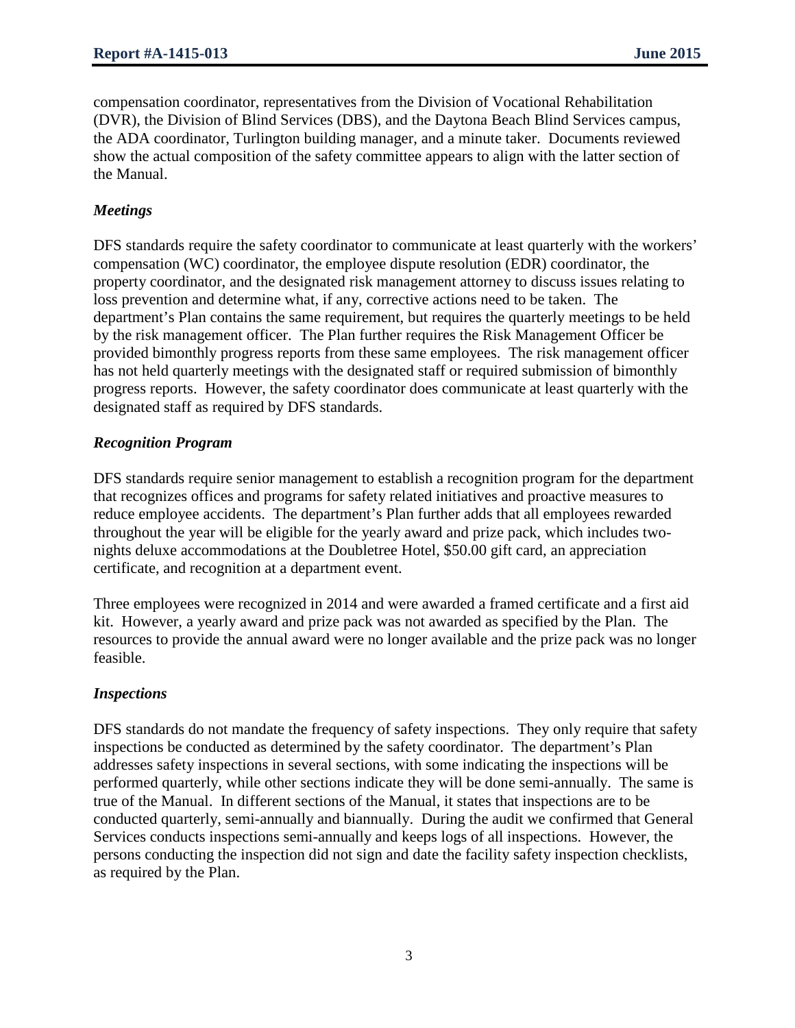compensation coordinator, representatives from the Division of Vocational Rehabilitation (DVR), the Division of Blind Services (DBS), and the Daytona Beach Blind Services campus, the ADA coordinator, Turlington building manager, and a minute taker. Documents reviewed show the actual composition of the safety committee appears to align with the latter section of the Manual.

### *Meetings*

DFS standards require the safety coordinator to communicate at least quarterly with the workers' compensation (WC) coordinator, the employee dispute resolution (EDR) coordinator, the property coordinator, and the designated risk management attorney to discuss issues relating to loss prevention and determine what, if any, corrective actions need to be taken. The department's Plan contains the same requirement, but requires the quarterly meetings to be held by the risk management officer. The Plan further requires the Risk Management Officer be provided bimonthly progress reports from these same employees. The risk management officer has not held quarterly meetings with the designated staff or required submission of bimonthly progress reports. However, the safety coordinator does communicate at least quarterly with the designated staff as required by DFS standards.

### *Recognition Program*

DFS standards require senior management to establish a recognition program for the department that recognizes offices and programs for safety related initiatives and proactive measures to reduce employee accidents. The department's Plan further adds that all employees rewarded throughout the year will be eligible for the yearly award and prize pack, which includes two-nights deluxe accommodations at the Doubletree Hotel, $50.00 gift card, an appreciation certificate, and recognition at a department event.

Three employees were recognized in 2014 and were awarded a framed certificate and a first aid kit. However, a yearly award and prize pack was not awarded as specified by the Plan. The resources to provide the annual award were no longer available and the prize pack was no longer feasible.

### *Inspections*

DFS standards do not mandate the frequency of safety inspections. They only require that safety inspections be conducted as determined by the safety coordinator. The department's Plan addresses safety inspections in several sections, with some indicating the inspections will be performed quarterly, while other sections indicate they will be done semi-annually. The same is true of the Manual. In different sections of the Manual, it states that inspections are to be conducted quarterly, semi-annually and biannually. During the audit we confirmed that General Services conducts inspections semi-annually and keeps logs of all inspections. However, the persons conducting the inspection did not sign and date the facility safety inspection checklists, as required by the Plan.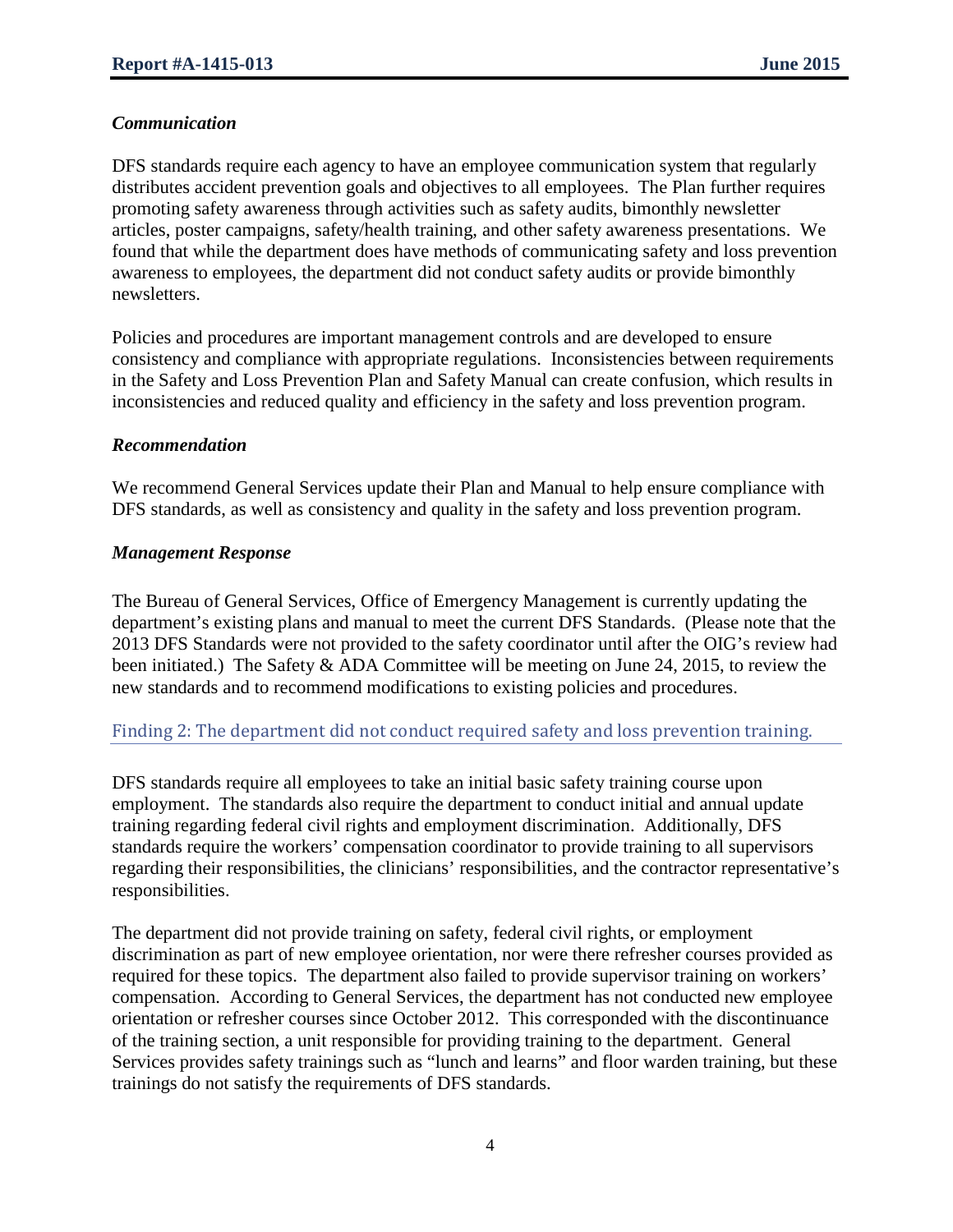### *Communication*

DFS standards require each agency to have an employee communication system that regularly distributes accident prevention goals and objectives to all employees. The Plan further requires promoting safety awareness through activities such as safety audits, bimonthly newsletter articles, poster campaigns, safety/health training, and other safety awareness presentations. We found that while the department does have methods of communicating safety and loss prevention awareness to employees, the department did not conduct safety audits or provide bimonthly newsletters.

Policies and procedures are important management controls and are developed to ensure consistency and compliance with appropriate regulations. Inconsistencies between requirements in the Safety and Loss Prevention Plan and Safety Manual can create confusion, which results in inconsistencies and reduced quality and efficiency in the safety and loss prevention program.

### *Recommendation*

We recommend General Services update their Plan and Manual to help ensure compliance with DFS standards, as well as consistency and quality in the safety and loss prevention program.

### *Management Response*

The Bureau of General Services, Office of Emergency Management is currently updating the department's existing plans and manual to meet the current DFS Standards. (Please note that the 2013 DFS Standards were not provided to the safety coordinator until after the OIG's review had been initiated.) The Safety & ADA Committee will be meeting on June 24, 2015, to review the new standards and to recommend modifications to existing policies and procedures.

## Finding 2: The department did not conduct required safety and loss prevention training.

DFS standards require all employees to take an initial basic safety training course upon employment. The standards also require the department to conduct initial and annual update training regarding federal civil rights and employment discrimination. Additionally, DFS standards require the workers' compensation coordinator to provide training to all supervisors regarding their responsibilities, the clinicians' responsibilities, and the contractor representative's responsibilities.

The department did not provide training on safety, federal civil rights, or employment discrimination as part of new employee orientation, nor were there refresher courses provided as required for these topics. The department also failed to provide supervisor training on workers' compensation. According to General Services, the department has not conducted new employee orientation or refresher courses since October 2012. This corresponded with the discontinuance of the training section, a unit responsible for providing training to the department. General Services provides safety trainings such as "lunch and learns" and floor warden training, but these trainings do not satisfy the requirements of DFS standards.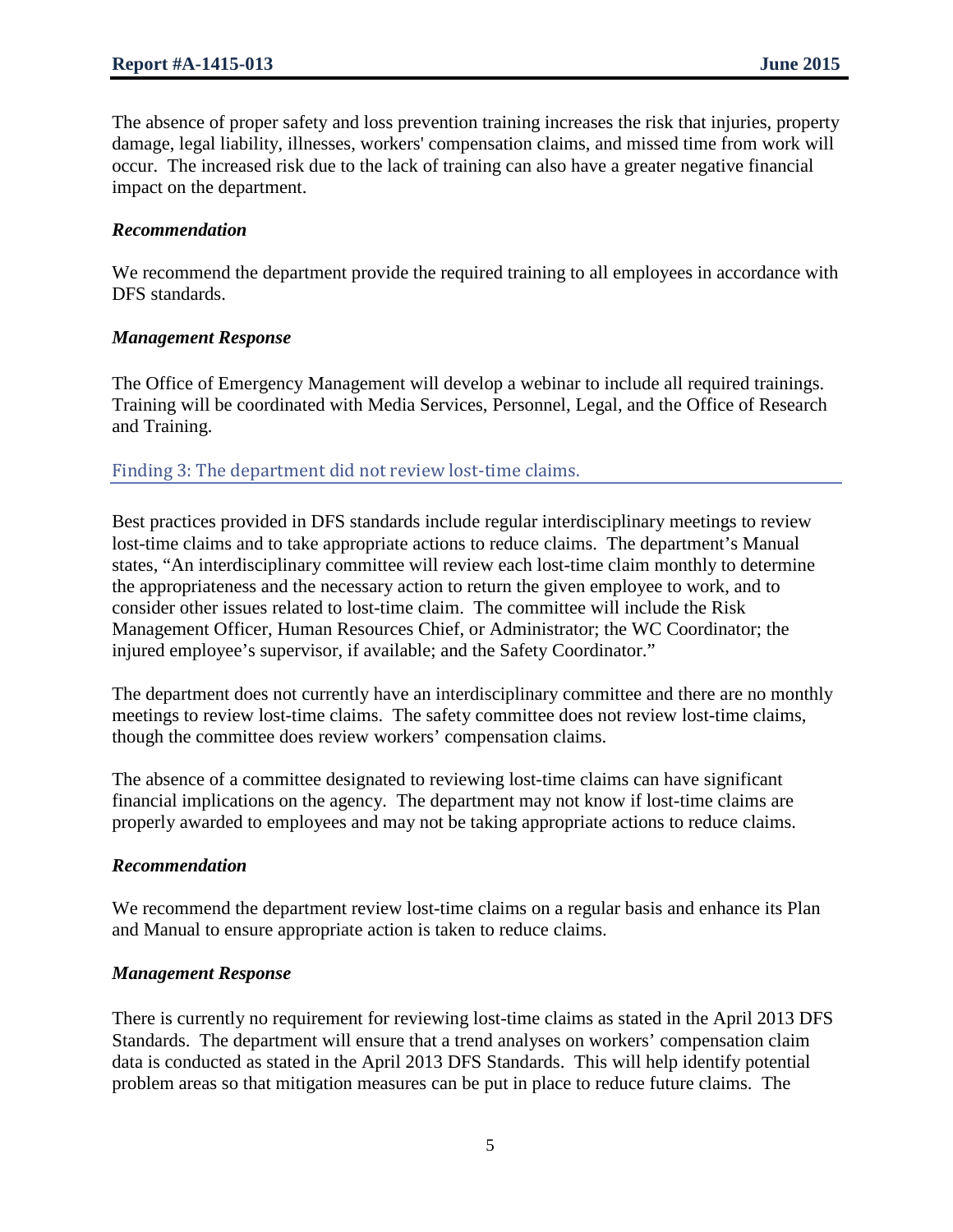The absence of proper safety and loss prevention training increases the risk that injuries, property damage, legal liability, illnesses, workers' compensation claims, and missed time from work will occur. The increased risk due to the lack of training can also have a greater negative financial impact on the department.

***Recommendation***

We recommend the department provide the required training to all employees in accordance with DFS standards.

***Management Response***

The Office of Emergency Management will develop a webinar to include all required trainings. Training will be coordinated with Media Services, Personnel, Legal, and the Office of Research and Training.

### Finding 3: The department did not review lost-time claims.

Best practices provided in DFS standards include regular interdisciplinary meetings to review lost-time claims and to take appropriate actions to reduce claims. The department's Manual states, "An interdisciplinary committee will review each lost-time claim monthly to determine the appropriateness and the necessary action to return the given employee to work, and to consider other issues related to lost-time claim. The committee will include the Risk Management Officer, Human Resources Chief, or Administrator; the WC Coordinator; the injured employee's supervisor, if available; and the Safety Coordinator."

The department does not currently have an interdisciplinary committee and there are no monthly meetings to review lost-time claims. The safety committee does not review lost-time claims, though the committee does review workers' compensation claims.

The absence of a committee designated to reviewing lost-time claims can have significant financial implications on the agency. The department may not know if lost-time claims are properly awarded to employees and may not be taking appropriate actions to reduce claims.

***Recommendation***

We recommend the department review lost-time claims on a regular basis and enhance its Plan and Manual to ensure appropriate action is taken to reduce claims.

***Management Response***

There is currently no requirement for reviewing lost-time claims as stated in the April 2013 DFS Standards. The department will ensure that a trend analyses on workers' compensation claim data is conducted as stated in the April 2013 DFS Standards. This will help identify potential problem areas so that mitigation measures can be put in place to reduce future claims. The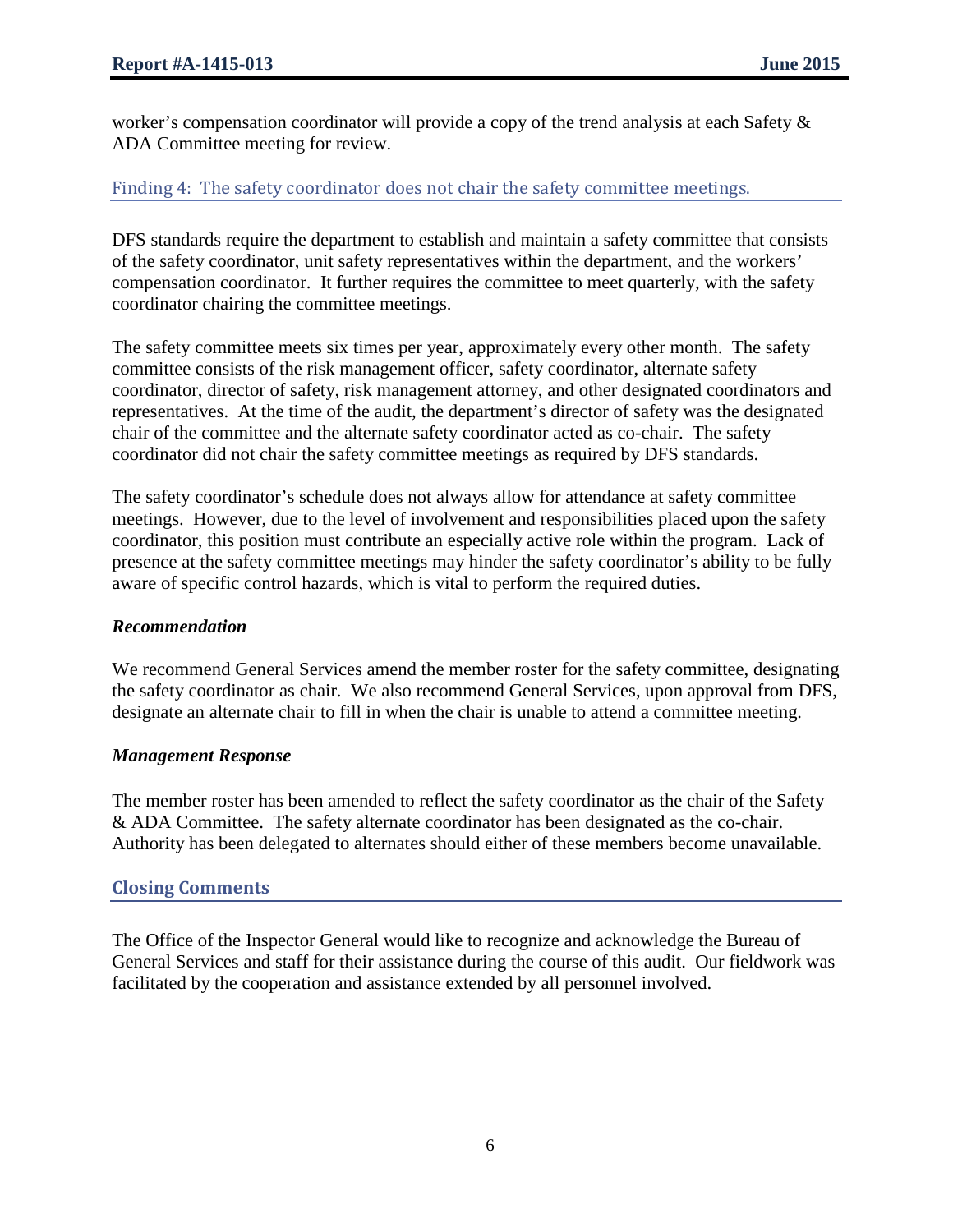worker's compensation coordinator will provide a copy of the trend analysis at each Safety & ADA Committee meeting for review.

### Finding 4: The safety coordinator does not chair the safety committee meetings.

DFS standards require the department to establish and maintain a safety committee that consists of the safety coordinator, unit safety representatives within the department, and the workers' compensation coordinator. It further requires the committee to meet quarterly, with the safety coordinator chairing the committee meetings.

The safety committee meets six times per year, approximately every other month. The safety committee consists of the risk management officer, safety coordinator, alternate safety coordinator, director of safety, risk management attorney, and other designated coordinators and representatives. At the time of the audit, the department's director of safety was the designated chair of the committee and the alternate safety coordinator acted as co-chair. The safety coordinator did not chair the safety committee meetings as required by DFS standards.

The safety coordinator's schedule does not always allow for attendance at safety committee meetings. However, due to the level of involvement and responsibilities placed upon the safety coordinator, this position must contribute an especially active role within the program. Lack of presence at the safety committee meetings may hinder the safety coordinator's ability to be fully aware of specific control hazards, which is vital to perform the required duties.

***Recommendation***

We recommend General Services amend the member roster for the safety committee, designating the safety coordinator as chair. We also recommend General Services, upon approval from DFS, designate an alternate chair to fill in when the chair is unable to attend a committee meeting.

***Management Response***

The member roster has been amended to reflect the safety coordinator as the chair of the Safety & ADA Committee. The safety alternate coordinator has been designated as the co-chair. Authority has been delegated to alternates should either of these members become unavailable.

## Closing Comments

The Office of the Inspector General would like to recognize and acknowledge the Bureau of General Services and staff for their assistance during the course of this audit. Our fieldwork was facilitated by the cooperation and assistance extended by all personnel involved.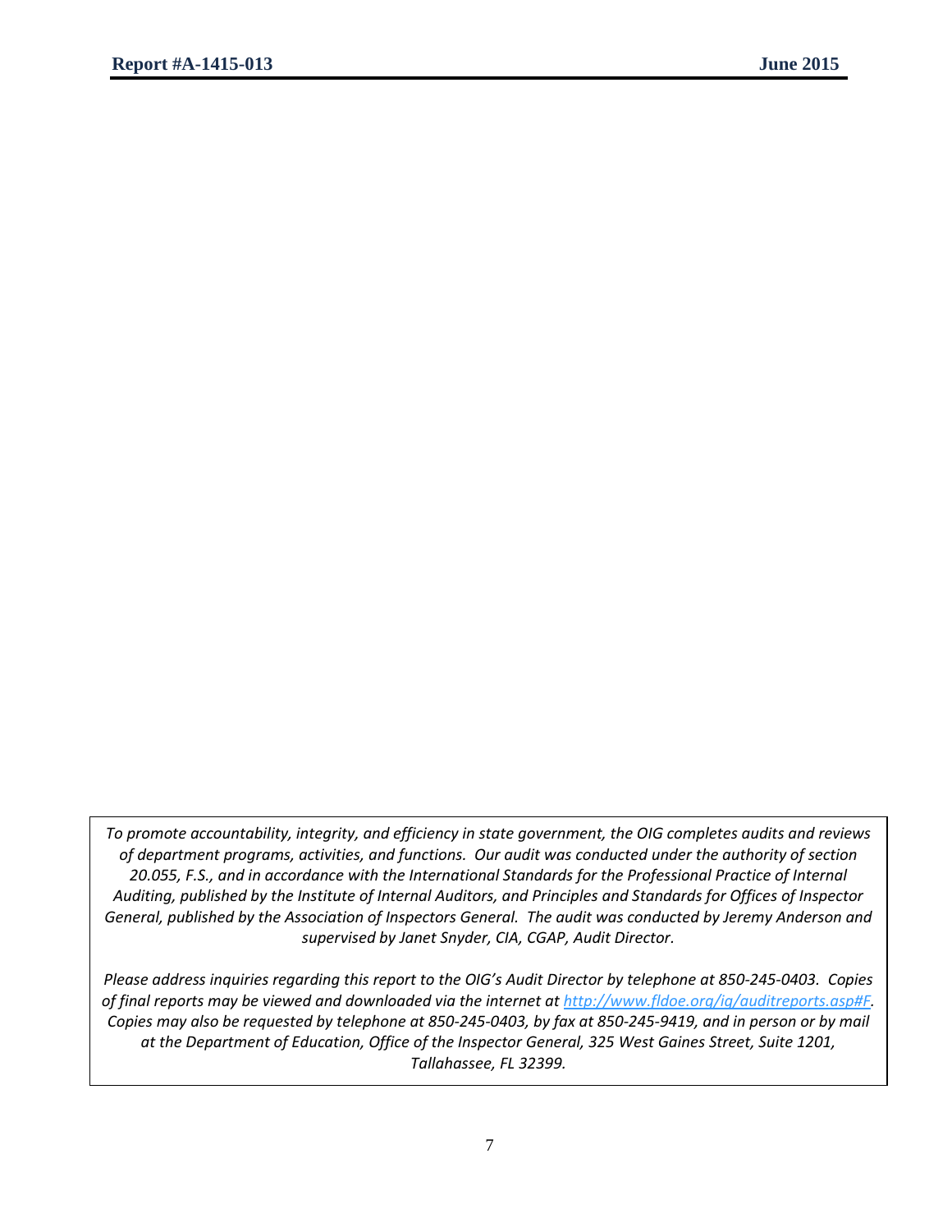*To promote accountability, integrity, and efficiency in state government, the OIG completes audits and reviews of department programs, activities, and functions. Our audit was conducted under the authority of section 20.055, F.S., and in accordance with the International Standards for the Professional Practice of Internal Auditing, published by the Institute of Internal Auditors, and Principles and Standards for Offices of Inspector General, published by the Association of Inspectors General. The audit was conducted by Jeremy Anderson and supervised by Janet Snyder, CIA, CGAP, Audit Director.*

*Please address inquiries regarding this report to the OIG's Audit Director by telephone at 850-245-0403. Copies of final reports may be viewed and downloaded via the internet at [http://www.fldoe.org/ig/auditreports.asp#F](http://www.fldoe.org/ig/auditreports.asp#F). Copies may also be requested by telephone at 850-245-0403, by fax at 850-245-9419, and in person or by mail at the Department of Education, Office of the Inspector General, 325 West Gaines Street, Suite 1201, Tallahassee, FL 32399.*